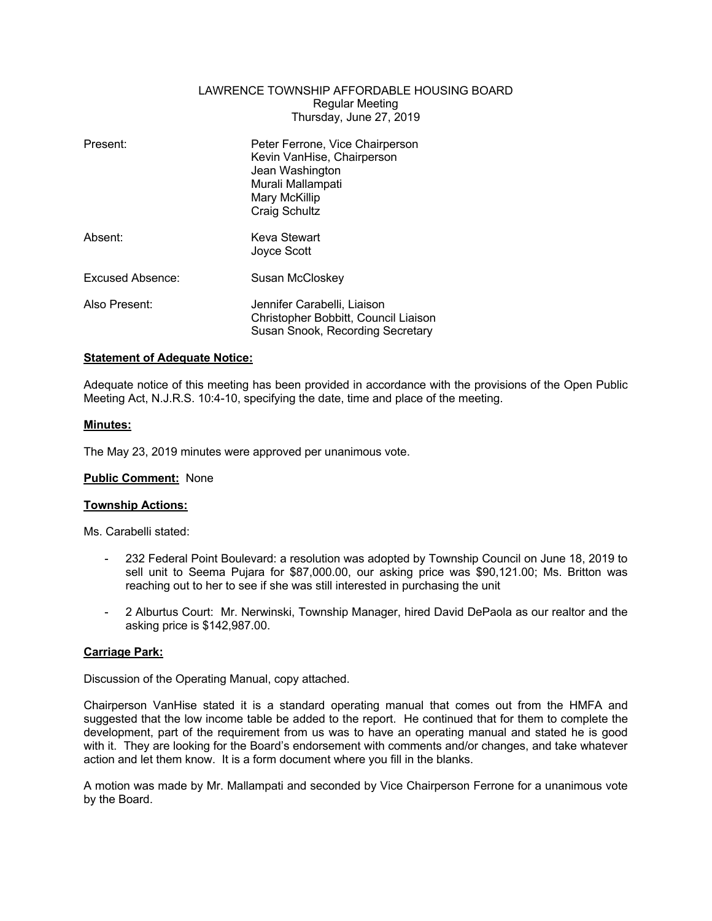# LAWRENCE TOWNSHIP AFFORDABLE HOUSING BOARD

Regular Meeting
Thursday, June 27, 2019

| | |
|---|---|
| Present: | Peter Ferrone, Vice Chairperson<br>Kevin VanHise, Chairperson<br>Jean Washington<br>Murali Mallampati<br>Mary McKillip<br>Craig Schultz |
| Absent: | Keva Stewart<br>Joyce Scott |
| Excused Absence: | Susan McCloskey |
| Also Present: | Jennifer Carabelli, Liaison<br>Christopher Bobbitt, Council Liaison<br>Susan Snook, Recording Secretary |

**Statement of Adequate Notice:**

Adequate notice of this meeting has been provided in accordance with the provisions of the Open Public Meeting Act, N.J.R.S. 10:4-10, specifying the date, time and place of the meeting.

**Minutes:**

The May 23, 2019 minutes were approved per unanimous vote.

**Public Comment:** None

**Township Actions:**

Ms. Carabelli stated:

- 232 Federal Point Boulevard: a resolution was adopted by Township Council on June 18, 2019 to sell unit to Seema Pujara for $87,000.00, our asking price was $90,121.00; Ms. Britton was reaching out to her to see if she was still interested in purchasing the unit
- 2 Alburtus Court: Mr. Nerwinski, Township Manager, hired David DePaola as our realtor and the asking price is $142,987.00.

**Carriage Park:**

Discussion of the Operating Manual, copy attached.

Chairperson VanHise stated it is a standard operating manual that comes out from the HMFA and suggested that the low income table be added to the report. He continued that for them to complete the development, part of the requirement from us was to have an operating manual and stated he is good with it. They are looking for the Board's endorsement with comments and/or changes, and take whatever action and let them know. It is a form document where you fill in the blanks.

A motion was made by Mr. Mallampati and seconded by Vice Chairperson Ferrone for a unanimous vote by the Board.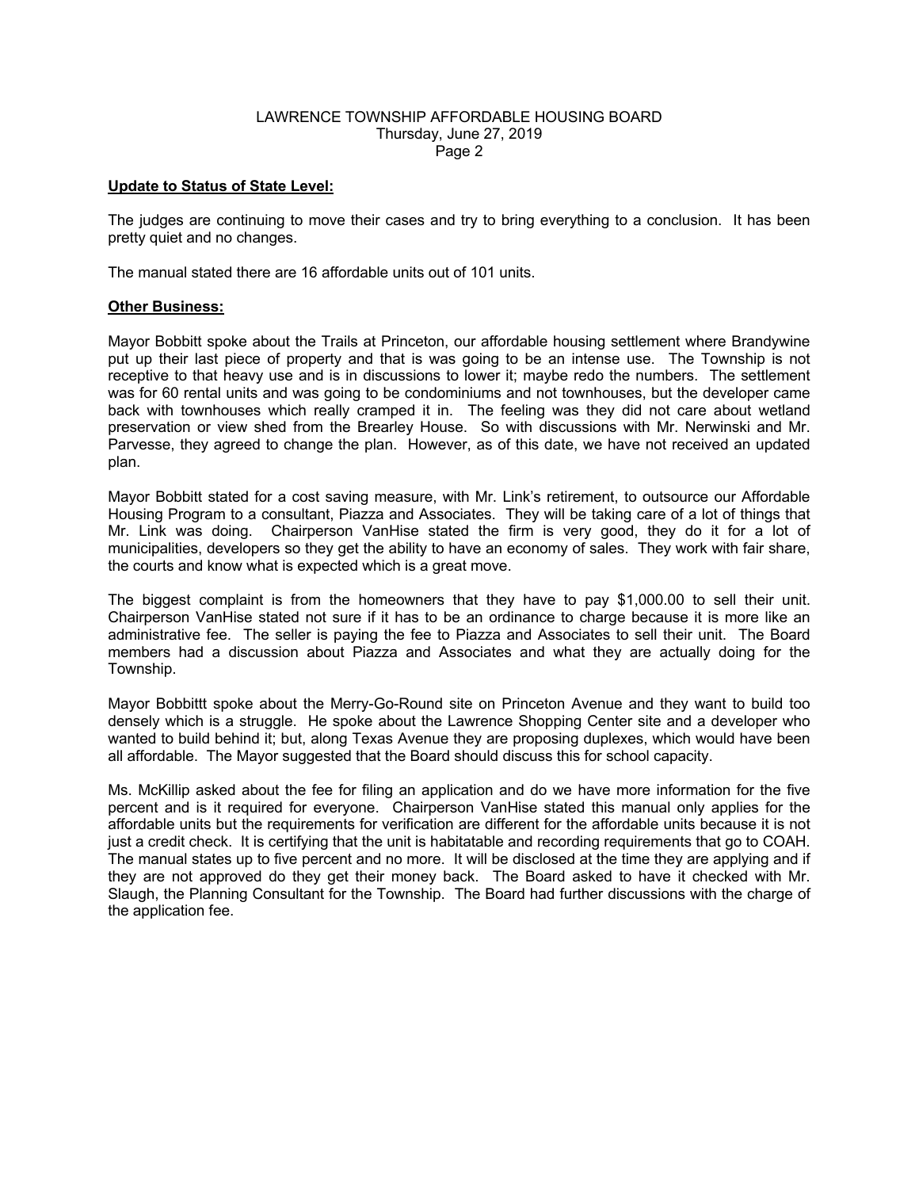**Update to Status of State Level:**

The judges are continuing to move their cases and try to bring everything to a conclusion. It has been pretty quiet and no changes.

The manual stated there are 16 affordable units out of 101 units.

**Other Business:**

Mayor Bobbitt spoke about the Trails at Princeton, our affordable housing settlement where Brandywine put up their last piece of property and that is was going to be an intense use. The Township is not receptive to that heavy use and is in discussions to lower it; maybe redo the numbers. The settlement was for 60 rental units and was going to be condominiums and not townhouses, but the developer came back with townhouses which really cramped it in. The feeling was they did not care about wetland preservation or view shed from the Brearley House. So with discussions with Mr. Nerwinski and Mr. Parvesse, they agreed to change the plan. However, as of this date, we have not received an updated plan.

Mayor Bobbitt stated for a cost saving measure, with Mr. Link's retirement, to outsource our Affordable Housing Program to a consultant, Piazza and Associates. They will be taking care of a lot of things that Mr. Link was doing. Chairperson VanHise stated the firm is very good, they do it for a lot of municipalities, developers so they get the ability to have an economy of sales. They work with fair share, the courts and know what is expected which is a great move.

The biggest complaint is from the homeowners that they have to pay $1,000.00 to sell their unit. Chairperson VanHise stated not sure if it has to be an ordinance to charge because it is more like an administrative fee. The seller is paying the fee to Piazza and Associates to sell their unit. The Board members had a discussion about Piazza and Associates and what they are actually doing for the Township.

Mayor Bobbittt spoke about the Merry-Go-Round site on Princeton Avenue and they want to build too densely which is a struggle. He spoke about the Lawrence Shopping Center site and a developer who wanted to build behind it; but, along Texas Avenue they are proposing duplexes, which would have been all affordable. The Mayor suggested that the Board should discuss this for school capacity.

Ms. McKillip asked about the fee for filing an application and do we have more information for the five percent and is it required for everyone. Chairperson VanHise stated this manual only applies for the affordable units but the requirements for verification are different for the affordable units because it is not just a credit check. It is certifying that the unit is habitatable and recording requirements that go to COAH. The manual states up to five percent and no more. It will be disclosed at the time they are applying and if they are not approved do they get their money back. The Board asked to have it checked with Mr. Slaugh, the Planning Consultant for the Township. The Board had further discussions with the charge of the application fee.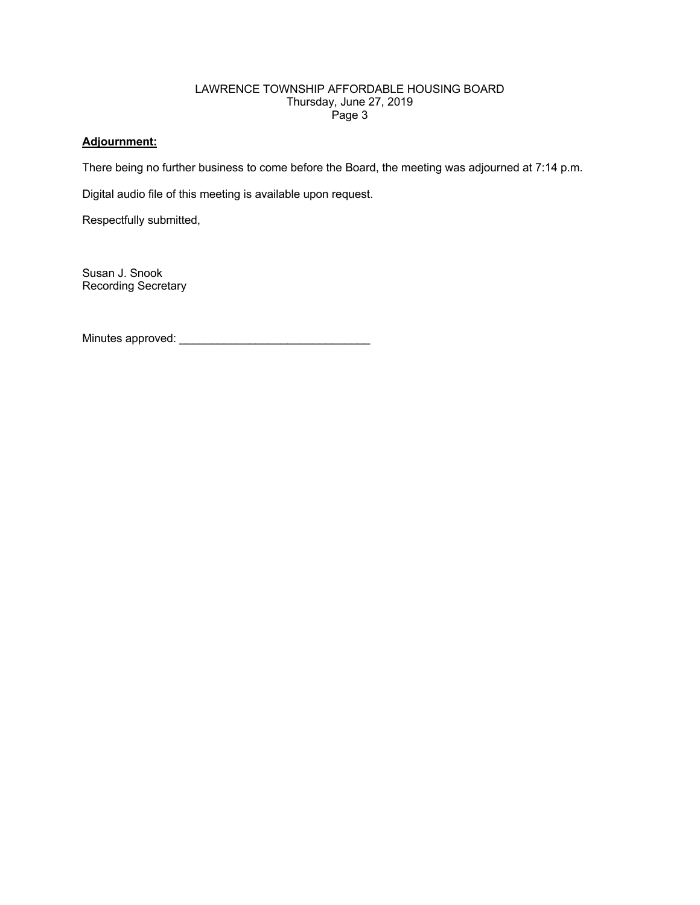**Adjournment:**

There being no further business to come before the Board, the meeting was adjourned at 7:14 p.m.

Digital audio file of this meeting is available upon request.

Respectfully submitted,

Susan J. Snook
Recording Secretary

Minutes approved: ______________________________